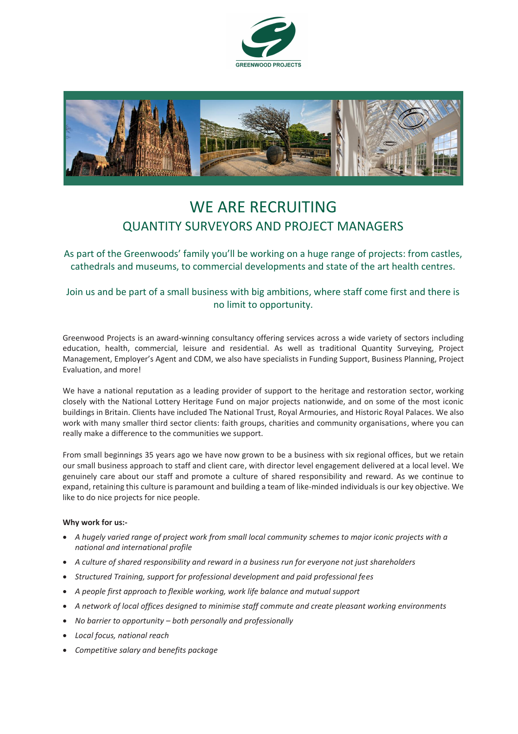GREENWOOD PROJECTS

# WE ARE RECRUITING

## QUANTITY SURVEYORS AND PROJECT MANAGERS

As part of the Greenwoods' family you'll be working on a huge range of projects: from castles, cathedrals and museums, to commercial developments and state of the art health centres.

Join us and be part of a small business with big ambitions, where staff come first and there is no limit to opportunity.

Greenwood Projects is an award-winning consultancy offering services across a wide variety of sectors including education, health, commercial, leisure and residential. As well as traditional Quantity Surveying, Project Management, Employer's Agent and CDM, we also have specialists in Funding Support, Business Planning, Project Evaluation, and more!

We have a national reputation as a leading provider of support to the heritage and restoration sector, working closely with the National Lottery Heritage Fund on major projects nationwide, and on some of the most iconic buildings in Britain. Clients have included The National Trust, Royal Armouries, and Historic Royal Palaces. We also work with many smaller third sector clients: faith groups, charities and community organisations, where you can really make a difference to the communities we support.

From small beginnings 35 years ago we have now grown to be a business with six regional offices, but we retain our small business approach to staff and client care, with director level engagement delivered at a local level. We genuinely care about our staff and promote a culture of shared responsibility and reward. As we continue to expand, retaining this culture is paramount and building a team of like-minded individuals is our key objective. We like to do nice projects for nice people.

**Why work for us:-**

- *A hugely varied range of project work from small local community schemes to major iconic projects with a national and international profile*
- *A culture of shared responsibility and reward in a business run for everyone not just shareholders*
- *Structured Training, support for professional development and paid professional fees*
- *A people first approach to flexible working, work life balance and mutual support*
- *A network of local offices designed to minimise staff commute and create pleasant working environments*
- *No barrier to opportunity – both personally and professionally*
- *Local focus, national reach*
- *Competitive salary and benefits package*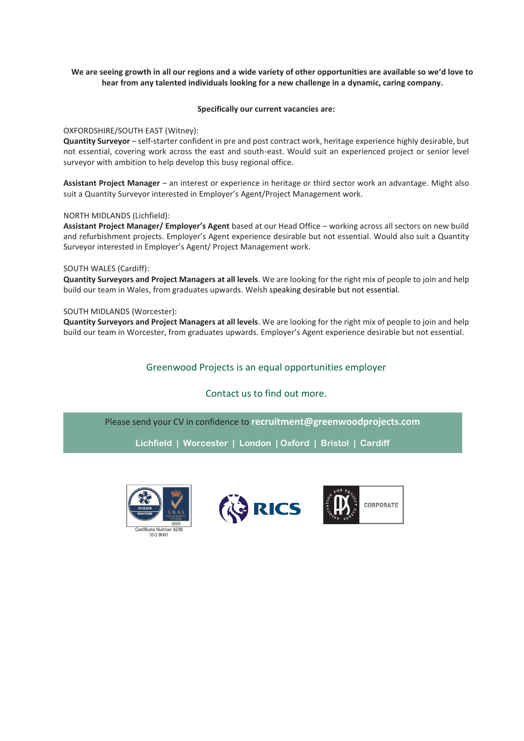**We are seeing growth in all our regions and a wide variety of other opportunities are available so we'd love to hear from any talented individuals looking for a new challenge in a dynamic, caring company.**

**Specifically our current vacancies are:**

OXFORDSHIRE/SOUTH EAST (Witney):

**Quantity Surveyor** – self-starter confident in pre and post contract work, heritage experience highly desirable, but not essential, covering work across the east and south-east. Would suit an experienced project or senior level surveyor with ambition to help develop this busy regional office.

**Assistant Project Manager** – an interest or experience in heritage or third sector work an advantage. Might also suit a Quantity Surveyor interested in Employer's Agent/Project Management work.

NORTH MIDLANDS (Lichfield):

**Assistant Project Manager/ Employer's Agent** based at our Head Office – working across all sectors on new build and refurbishment projects. Employer's Agent experience desirable but not essential. Would also suit a Quantity Surveyor interested in Employer's Agent/ Project Management work.

SOUTH WALES (Cardiff):

**Quantity Surveyors and Project Managers at all levels**. We are looking for the right mix of people to join and help build our team in Wales, from graduates upwards. Welsh speaking desirable but not essential.

SOUTH MIDLANDS (Worcester):

**Quantity Surveyors and Project Managers at all levels**. We are looking for the right mix of people to join and help build our team in Worcester, from graduates upwards. Employer's Agent experience desirable but not essential.

Greenwood Projects is an equal opportunities employer

Contact us to find out more.

Please send your CV in confidence to **recruitment@greenwoodprojects.com**

**Lichfield | Worcester | London | Oxford | Bristol | Cardiff**

Certificate Number 8236
ISO 9001